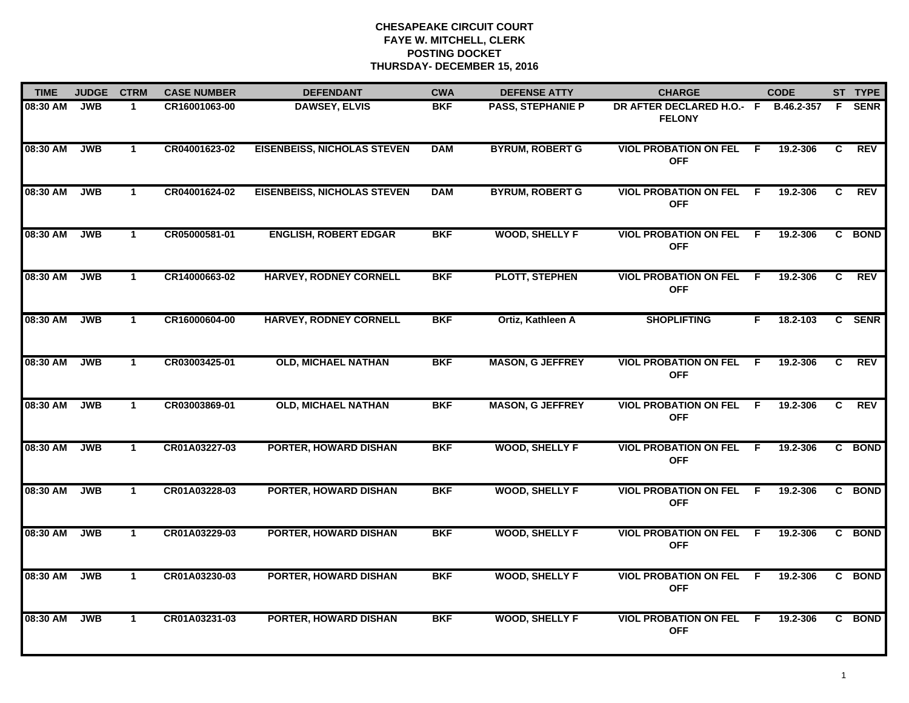# CHESAPEAKE CIRCUIT COURT
## FAYE W. MITCHELL, CLERK
## POSTING DOCKET
## THURSDAY- DECEMBER 15, 2016

| TIME | JUDGE | CTRM | CASE NUMBER | DEFENDANT | CWA | DEFENSE ATTY | CHARGE | | CODE | ST | TYPE |
|---|---|---|---|---|---|---|---|---|---|---|---|
| 08:30 AM | JWB | 1 | CR16001063-00 | DAWSEY, ELVIS | BKF | PASS, STEPHANIE P | DR AFTER DECLARED H.O.- FELONY | F | B.46.2-357 | F | SENR |
| 08:30 AM | JWB | 1 | CR04001623-02 | EISENBEISS, NICHOLAS STEVEN | DAM | BYRUM, ROBERT G | VIOL PROBATION ON FEL OFF | F | 19.2-306 | C | REV |
| 08:30 AM | JWB | 1 | CR04001624-02 | EISENBEISS, NICHOLAS STEVEN | DAM | BYRUM, ROBERT G | VIOL PROBATION ON FEL OFF | F | 19.2-306 | C | REV |
| 08:30 AM | JWB | 1 | CR05000581-01 | ENGLISH, ROBERT EDGAR | BKF | WOOD, SHELLY F | VIOL PROBATION ON FEL OFF | F | 19.2-306 | C | BOND |
| 08:30 AM | JWB | 1 | CR14000663-02 | HARVEY, RODNEY CORNELL | BKF | PLOTT, STEPHEN | VIOL PROBATION ON FEL OFF | F | 19.2-306 | C | REV |
| 08:30 AM | JWB | 1 | CR16000604-00 | HARVEY, RODNEY CORNELL | BKF | Ortiz, Kathleen A | SHOPLIFTING | F | 18.2-103 | C | SENR |
| 08:30 AM | JWB | 1 | CR03003425-01 | OLD, MICHAEL NATHAN | BKF | MASON, G JEFFREY | VIOL PROBATION ON FEL OFF | F | 19.2-306 | C | REV |
| 08:30 AM | JWB | 1 | CR03003869-01 | OLD, MICHAEL NATHAN | BKF | MASON, G JEFFREY | VIOL PROBATION ON FEL OFF | F | 19.2-306 | C | REV |
| 08:30 AM | JWB | 1 | CR01A03227-03 | PORTER, HOWARD DISHAN | BKF | WOOD, SHELLY F | VIOL PROBATION ON FEL OFF | F | 19.2-306 | C | BOND |
| 08:30 AM | JWB | 1 | CR01A03228-03 | PORTER, HOWARD DISHAN | BKF | WOOD, SHELLY F | VIOL PROBATION ON FEL OFF | F | 19.2-306 | C | BOND |
| 08:30 AM | JWB | 1 | CR01A03229-03 | PORTER, HOWARD DISHAN | BKF | WOOD, SHELLY F | VIOL PROBATION ON FEL OFF | F | 19.2-306 | C | BOND |
| 08:30 AM | JWB | 1 | CR01A03230-03 | PORTER, HOWARD DISHAN | BKF | WOOD, SHELLY F | VIOL PROBATION ON FEL OFF | F | 19.2-306 | C | BOND |
| 08:30 AM | JWB | 1 | CR01A03231-03 | PORTER, HOWARD DISHAN | BKF | WOOD, SHELLY F | VIOL PROBATION ON FEL OFF | F | 19.2-306 | C | BOND |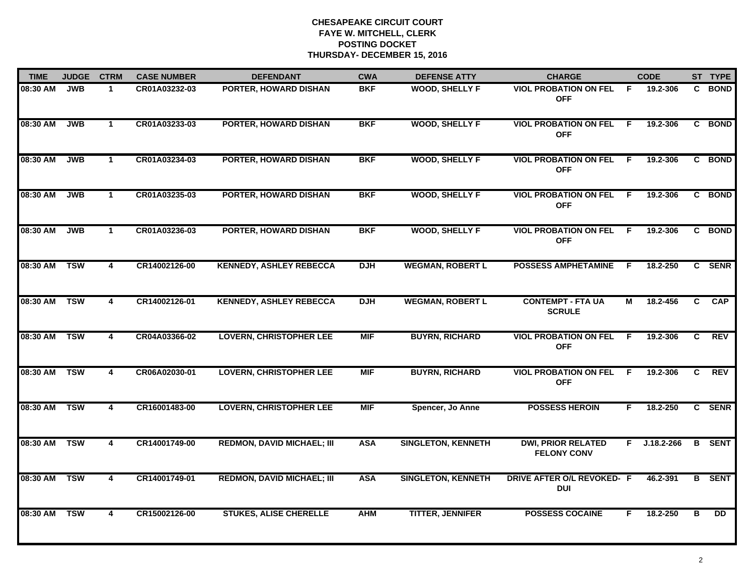**CHESAPEAKE CIRCUIT COURT**
**FAYE W. MITCHELL, CLERK**
**POSTING DOCKET**
**THURSDAY- DECEMBER 15, 2016**

| TIME | JUDGE | CTRM | CASE NUMBER | DEFENDANT | CWA | DEFENSE ATTY | CHARGE | | CODE | ST | TYPE |
|---|---|---|---|---|---|---|---|---|---|---|---|
| 08:30 AM | JWB | 1 | CR01A03232-03 | PORTER, HOWARD DISHAN | BKF | WOOD, SHELLY F | VIOL PROBATION ON FEL OFF | F | 19.2-306 | C | BOND |
| 08:30 AM | JWB | 1 | CR01A03233-03 | PORTER, HOWARD DISHAN | BKF | WOOD, SHELLY F | VIOL PROBATION ON FEL OFF | F | 19.2-306 | C | BOND |
| 08:30 AM | JWB | 1 | CR01A03234-03 | PORTER, HOWARD DISHAN | BKF | WOOD, SHELLY F | VIOL PROBATION ON FEL OFF | F | 19.2-306 | C | BOND |
| 08:30 AM | JWB | 1 | CR01A03235-03 | PORTER, HOWARD DISHAN | BKF | WOOD, SHELLY F | VIOL PROBATION ON FEL OFF | F | 19.2-306 | C | BOND |
| 08:30 AM | JWB | 1 | CR01A03236-03 | PORTER, HOWARD DISHAN | BKF | WOOD, SHELLY F | VIOL PROBATION ON FEL OFF | F | 19.2-306 | C | BOND |
| 08:30 AM | TSW | 4 | CR14002126-00 | KENNEDY, ASHLEY REBECCA | DJH | WEGMAN, ROBERT L | POSSESS AMPHETAMINE | F | 18.2-250 | C | SENR |
| 08:30 AM | TSW | 4 | CR14002126-01 | KENNEDY, ASHLEY REBECCA | DJH | WEGMAN, ROBERT L | CONTEMPT - FTA UA SCRULE | M | 18.2-456 | C | CAP |
| 08:30 AM | TSW | 4 | CR04A03366-02 | LOVERN, CHRISTOPHER LEE | MIF | BUYRN, RICHARD | VIOL PROBATION ON FEL OFF | F | 19.2-306 | C | REV |
| 08:30 AM | TSW | 4 | CR06A02030-01 | LOVERN, CHRISTOPHER LEE | MIF | BUYRN, RICHARD | VIOL PROBATION ON FEL OFF | F | 19.2-306 | C | REV |
| 08:30 AM | TSW | 4 | CR16001483-00 | LOVERN, CHRISTOPHER LEE | MIF | Spencer, Jo Anne | POSSESS HEROIN | F | 18.2-250 | C | SENR |
| 08:30 AM | TSW | 4 | CR14001749-00 | REDMON, DAVID MICHAEL; III | ASA | SINGLETON, KENNETH | DWI, PRIOR RELATED FELONY CONV | F | J.18.2-266 | B | SENT |
| 08:30 AM | TSW | 4 | CR14001749-01 | REDMON, DAVID MICHAEL; III | ASA | SINGLETON, KENNETH | DRIVE AFTER O/L REVOKED-DUI | F | 46.2-391 | B | SENT |
| 08:30 AM | TSW | 4 | CR15002126-00 | STUKES, ALISE CHERELLE | AHM | TITTER, JENNIFER | POSSESS COCAINE | F | 18.2-250 | B | DD |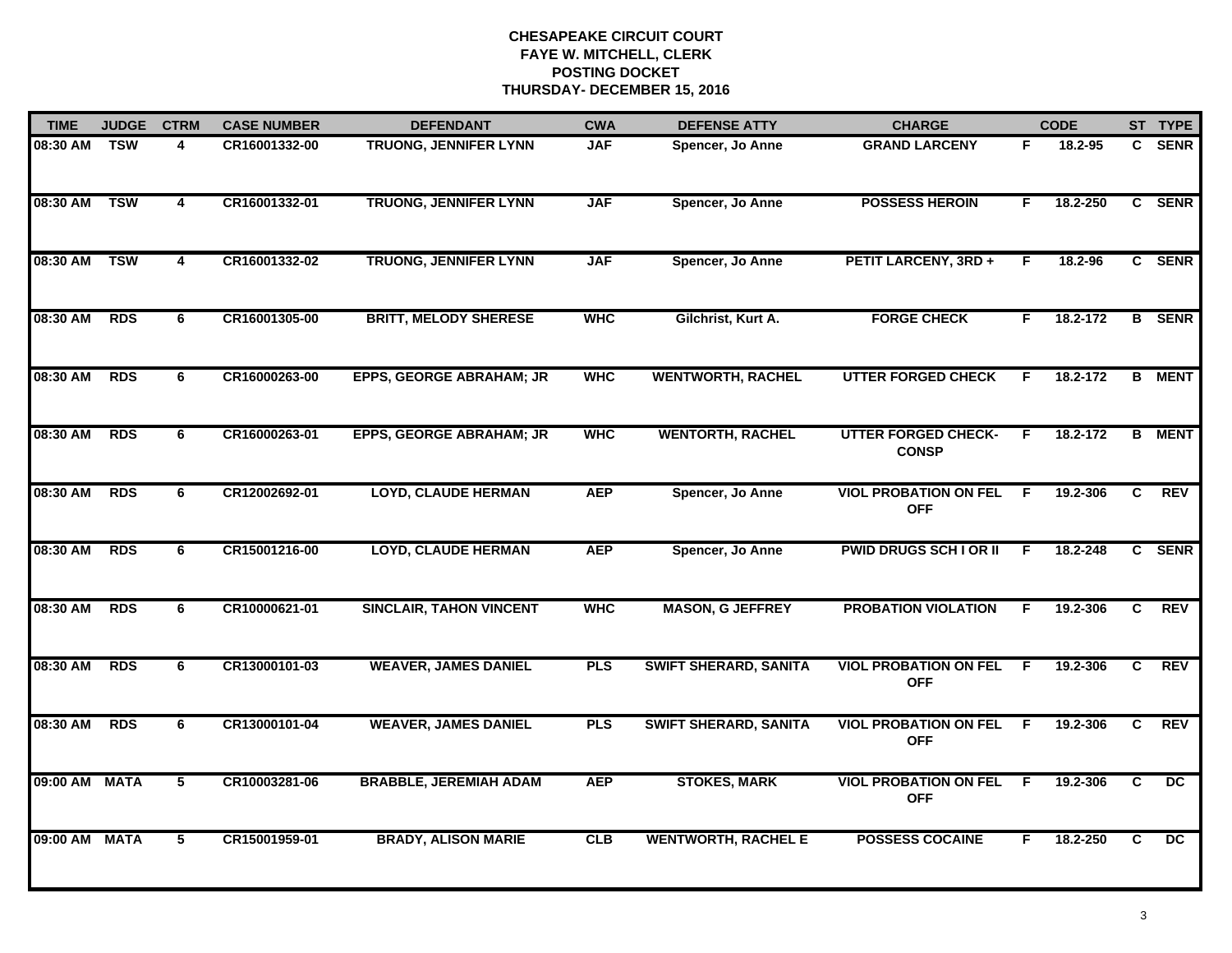# CHESAPEAKE CIRCUIT COURT
## FAYE W. MITCHELL, CLERK
## POSTING DOCKET
## THURSDAY- DECEMBER 15, 2016

| TIME | JUDGE | CTRM | CASE NUMBER | DEFENDANT | CWA | DEFENSE ATTY | CHARGE | | CODE | ST | TYPE |
|---|---|---|---|---|---|---|---|---|---|---|---|
| 08:30 AM | TSW | 4 | CR16001332-00 | TRUONG, JENNIFER LYNN | JAF | Spencer, Jo Anne | GRAND LARCENY | F | 18.2-95 | C | SENR |
| 08:30 AM | TSW | 4 | CR16001332-01 | TRUONG, JENNIFER LYNN | JAF | Spencer, Jo Anne | POSSESS HEROIN | F | 18.2-250 | C | SENR |
| 08:30 AM | TSW | 4 | CR16001332-02 | TRUONG, JENNIFER LYNN | JAF | Spencer, Jo Anne | PETIT LARCENY, 3RD + | F | 18.2-96 | C | SENR |
| 08:30 AM | RDS | 6 | CR16001305-00 | BRITT, MELODY SHERESE | WHC | Gilchrist, Kurt A. | FORGE CHECK | F | 18.2-172 | B | SENR |
| 08:30 AM | RDS | 6 | CR16000263-00 | EPPS, GEORGE ABRAHAM; JR | WHC | WENTWORTH, RACHEL | UTTER FORGED CHECK | F | 18.2-172 | B | MENT |
| 08:30 AM | RDS | 6 | CR16000263-01 | EPPS, GEORGE ABRAHAM; JR | WHC | WENTORTH, RACHEL | UTTER FORGED CHECK-CONSP | F | 18.2-172 | B | MENT |
| 08:30 AM | RDS | 6 | CR12002692-01 | LOYD, CLAUDE HERMAN | AEP | Spencer, Jo Anne | VIOL PROBATION ON FEL OFF | F | 19.2-306 | C | REV |
| 08:30 AM | RDS | 6 | CR15001216-00 | LOYD, CLAUDE HERMAN | AEP | Spencer, Jo Anne | PWID DRUGS SCH I OR II | F | 18.2-248 | C | SENR |
| 08:30 AM | RDS | 6 | CR10000621-01 | SINCLAIR, TAHON VINCENT | WHC | MASON, G JEFFREY | PROBATION VIOLATION | F | 19.2-306 | C | REV |
| 08:30 AM | RDS | 6 | CR13000101-03 | WEAVER, JAMES DANIEL | PLS | SWIFT SHERARD, SANITA | VIOL PROBATION ON FEL OFF | F | 19.2-306 | C | REV |
| 08:30 AM | RDS | 6 | CR13000101-04 | WEAVER, JAMES DANIEL | PLS | SWIFT SHERARD, SANITA | VIOL PROBATION ON FEL OFF | F | 19.2-306 | C | REV |
| 09:00 AM | MATA | 5 | CR10003281-06 | BRABBLE, JEREMIAH ADAM | AEP | STOKES, MARK | VIOL PROBATION ON FEL OFF | F | 19.2-306 | C | DC |
| 09:00 AM | MATA | 5 | CR15001959-01 | BRADY, ALISON MARIE | CLB | WENTWORTH, RACHEL E | POSSESS COCAINE | F | 18.2-250 | C | DC |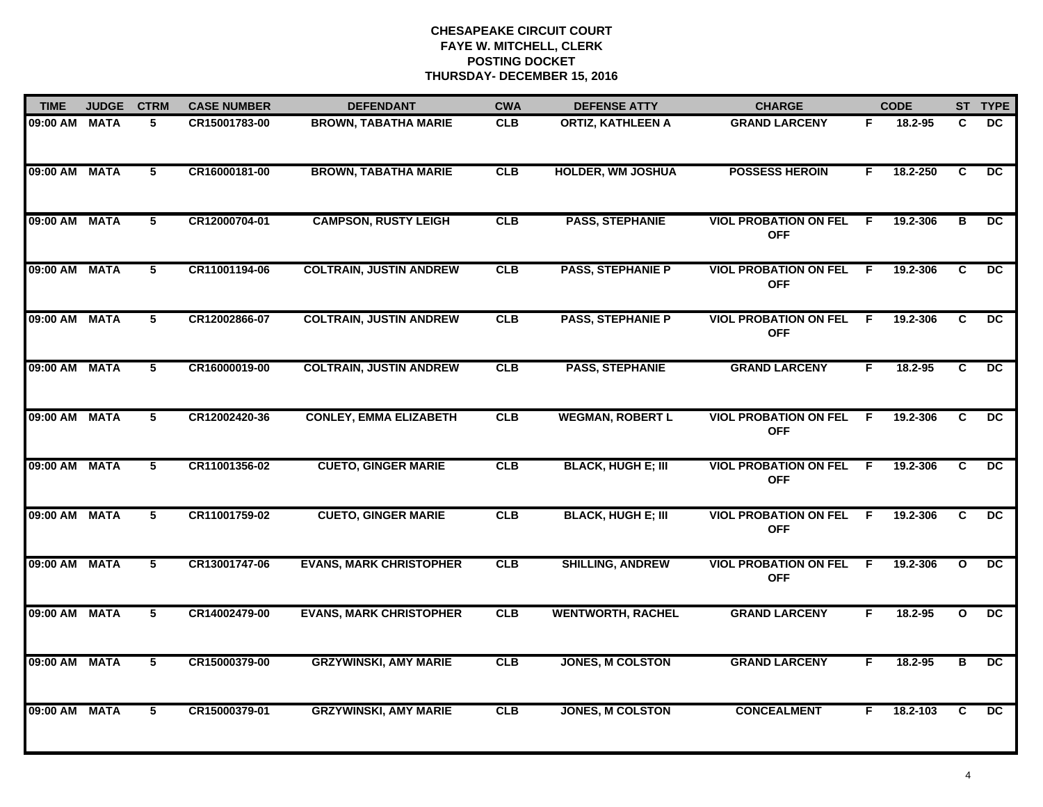# CHESAPEAKE CIRCUIT COURT
## FAYE W. MITCHELL, CLERK
## POSTING DOCKET
## THURSDAY- DECEMBER 15, 2016

| TIME | JUDGE | CTRM | CASE NUMBER | DEFENDANT | CWA | DEFENSE ATTY | CHARGE | | CODE | ST | TYPE |
|---|---|---|---|---|---|---|---|---|---|---|---|
| 09:00 AM | MATA | 5 | CR15001783-00 | BROWN, TABATHA MARIE | CLB | ORTIZ, KATHLEEN A | GRAND LARCENY | F | 18.2-95 | C | DC |
| 09:00 AM | MATA | 5 | CR16000181-00 | BROWN, TABATHA MARIE | CLB | HOLDER, WM JOSHUA | POSSESS HEROIN | F | 18.2-250 | C | DC |
| 09:00 AM | MATA | 5 | CR12000704-01 | CAMPSON, RUSTY LEIGH | CLB | PASS, STEPHANIE | VIOL PROBATION ON FEL OFF | F | 19.2-306 | B | DC |
| 09:00 AM | MATA | 5 | CR11001194-06 | COLTRAIN, JUSTIN ANDREW | CLB | PASS, STEPHANIE P | VIOL PROBATION ON FEL OFF | F | 19.2-306 | C | DC |
| 09:00 AM | MATA | 5 | CR12002866-07 | COLTRAIN, JUSTIN ANDREW | CLB | PASS, STEPHANIE P | VIOL PROBATION ON FEL OFF | F | 19.2-306 | C | DC |
| 09:00 AM | MATA | 5 | CR16000019-00 | COLTRAIN, JUSTIN ANDREW | CLB | PASS, STEPHANIE | GRAND LARCENY | F | 18.2-95 | C | DC |
| 09:00 AM | MATA | 5 | CR12002420-36 | CONLEY, EMMA ELIZABETH | CLB | WEGMAN, ROBERT L | VIOL PROBATION ON FEL OFF | F | 19.2-306 | C | DC |
| 09:00 AM | MATA | 5 | CR11001356-02 | CUETO, GINGER MARIE | CLB | BLACK, HUGH E; III | VIOL PROBATION ON FEL OFF | F | 19.2-306 | C | DC |
| 09:00 AM | MATA | 5 | CR11001759-02 | CUETO, GINGER MARIE | CLB | BLACK, HUGH E; III | VIOL PROBATION ON FEL OFF | F | 19.2-306 | C | DC |
| 09:00 AM | MATA | 5 | CR13001747-06 | EVANS, MARK CHRISTOPHER | CLB | SHILLING, ANDREW | VIOL PROBATION ON FEL OFF | F | 19.2-306 | O | DC |
| 09:00 AM | MATA | 5 | CR14002479-00 | EVANS, MARK CHRISTOPHER | CLB | WENTWORTH, RACHEL | GRAND LARCENY | F | 18.2-95 | O | DC |
| 09:00 AM | MATA | 5 | CR15000379-00 | GRZYWINSKI, AMY MARIE | CLB | JONES, M COLSTON | GRAND LARCENY | F | 18.2-95 | B | DC |
| 09:00 AM | MATA | 5 | CR15000379-01 | GRZYWINSKI, AMY MARIE | CLB | JONES, M COLSTON | CONCEALMENT | F | 18.2-103 | C | DC |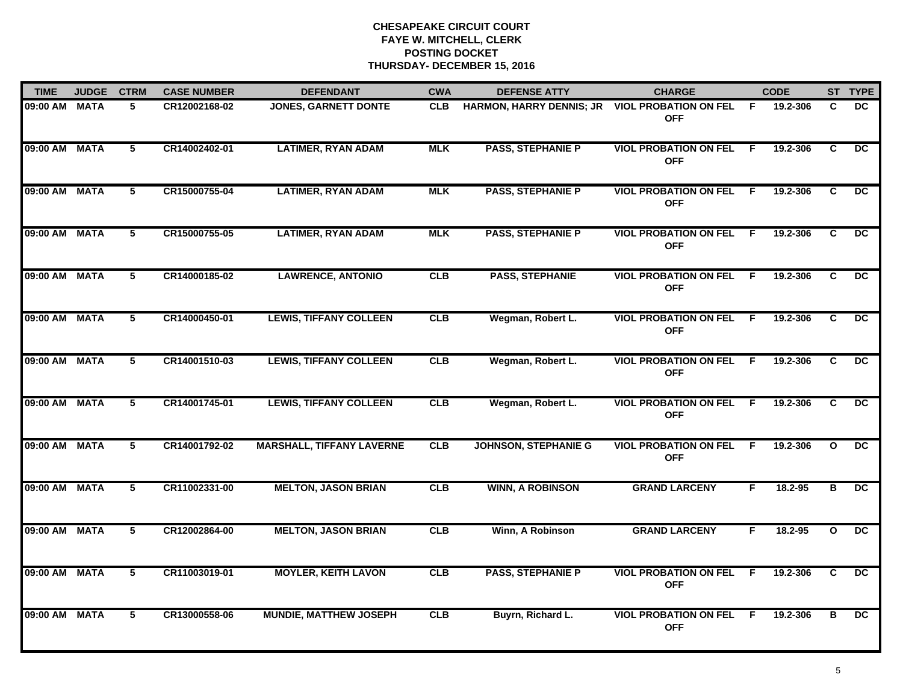# CHESAPEAKE CIRCUIT COURT
## FAYE W. MITCHELL, CLERK
## POSTING DOCKET
## THURSDAY- DECEMBER 15, 2016

| TIME | JUDGE | CTRM | CASE NUMBER | DEFENDANT | CWA | DEFENSE ATTY | CHARGE | | CODE | ST | TYPE |
|---|---|---|---|---|---|---|---|---|---|---|---|
| 09:00 AM | MATA | 5 | CR12002168-02 | JONES, GARNETT DONTE | CLB | HARMON, HARRY DENNIS; JR | VIOL PROBATION ON FEL OFF | F | 19.2-306 | C | DC |
| 09:00 AM | MATA | 5 | CR14002402-01 | LATIMER, RYAN ADAM | MLK | PASS, STEPHANIE P | VIOL PROBATION ON FEL OFF | F | 19.2-306 | C | DC |
| 09:00 AM | MATA | 5 | CR15000755-04 | LATIMER, RYAN ADAM | MLK | PASS, STEPHANIE P | VIOL PROBATION ON FEL OFF | F | 19.2-306 | C | DC |
| 09:00 AM | MATA | 5 | CR15000755-05 | LATIMER, RYAN ADAM | MLK | PASS, STEPHANIE P | VIOL PROBATION ON FEL OFF | F | 19.2-306 | C | DC |
| 09:00 AM | MATA | 5 | CR14000185-02 | LAWRENCE, ANTONIO | CLB | PASS, STEPHANIE | VIOL PROBATION ON FEL OFF | F | 19.2-306 | C | DC |
| 09:00 AM | MATA | 5 | CR14000450-01 | LEWIS, TIFFANY COLLEEN | CLB | Wegman, Robert L. | VIOL PROBATION ON FEL OFF | F | 19.2-306 | C | DC |
| 09:00 AM | MATA | 5 | CR14001510-03 | LEWIS, TIFFANY COLLEEN | CLB | Wegman, Robert L. | VIOL PROBATION ON FEL OFF | F | 19.2-306 | C | DC |
| 09:00 AM | MATA | 5 | CR14001745-01 | LEWIS, TIFFANY COLLEEN | CLB | Wegman, Robert L. | VIOL PROBATION ON FEL OFF | F | 19.2-306 | C | DC |
| 09:00 AM | MATA | 5 | CR14001792-02 | MARSHALL, TIFFANY LAVERNE | CLB | JOHNSON, STEPHANIE G | VIOL PROBATION ON FEL OFF | F | 19.2-306 | O | DC |
| 09:00 AM | MATA | 5 | CR11002331-00 | MELTON, JASON BRIAN | CLB | WINN, A ROBINSON | GRAND LARCENY | F | 18.2-95 | B | DC |
| 09:00 AM | MATA | 5 | CR12002864-00 | MELTON, JASON BRIAN | CLB | Winn, A Robinson | GRAND LARCENY | F | 18.2-95 | O | DC |
| 09:00 AM | MATA | 5 | CR11003019-01 | MOYLER, KEITH LAVON | CLB | PASS, STEPHANIE P | VIOL PROBATION ON FEL OFF | F | 19.2-306 | C | DC |
| 09:00 AM | MATA | 5 | CR13000558-06 | MUNDIE, MATTHEW JOSEPH | CLB | Buyrn, Richard L. | VIOL PROBATION ON FEL OFF | F | 19.2-306 | B | DC |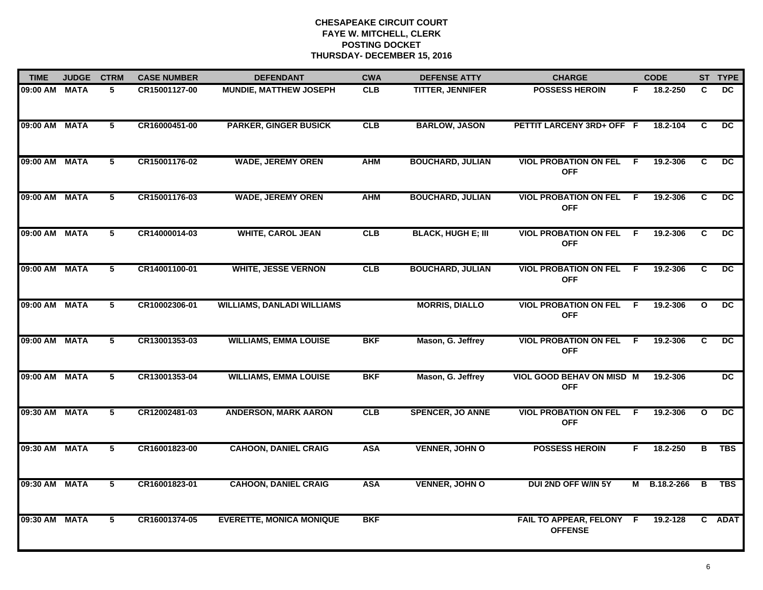**CHESAPEAKE CIRCUIT COURT**
**FAYE W. MITCHELL, CLERK**
**POSTING DOCKET**
**THURSDAY- DECEMBER 15, 2016**

| TIME | JUDGE | CTRM | CASE NUMBER | DEFENDANT | CWA | DEFENSE ATTY | CHARGE | | CODE | ST | TYPE |
|---|---|---|---|---|---|---|---|---|---|---|---|
| 09:00 AM | MATA | 5 | CR15001127-00 | MUNDIE, MATTHEW JOSEPH | CLB | TITTER, JENNIFER | POSSESS HEROIN | F | 18.2-250 | C | DC |
| 09:00 AM | MATA | 5 | CR16000451-00 | PARKER, GINGER BUSICK | CLB | BARLOW, JASON | PETTIT LARCENY 3RD+ OFF | F | 18.2-104 | C | DC |
| 09:00 AM | MATA | 5 | CR15001176-02 | WADE, JEREMY OREN | AHM | BOUCHARD, JULIAN | VIOL PROBATION ON FEL OFF | F | 19.2-306 | C | DC |
| 09:00 AM | MATA | 5 | CR15001176-03 | WADE, JEREMY OREN | AHM | BOUCHARD, JULIAN | VIOL PROBATION ON FEL OFF | F | 19.2-306 | C | DC |
| 09:00 AM | MATA | 5 | CR14000014-03 | WHITE, CAROL JEAN | CLB | BLACK, HUGH E; III | VIOL PROBATION ON FEL OFF | F | 19.2-306 | C | DC |
| 09:00 AM | MATA | 5 | CR14001100-01 | WHITE, JESSE VERNON | CLB | BOUCHARD, JULIAN | VIOL PROBATION ON FEL OFF | F | 19.2-306 | C | DC |
| 09:00 AM | MATA | 5 | CR10002306-01 | WILLIAMS, DANLADI WILLIAMS | | MORRIS, DIALLO | VIOL PROBATION ON FEL OFF | F | 19.2-306 | O | DC |
| 09:00 AM | MATA | 5 | CR13001353-03 | WILLIAMS, EMMA LOUISE | BKF | Mason, G. Jeffrey | VIOL PROBATION ON FEL OFF | F | 19.2-306 | C | DC |
| 09:00 AM | MATA | 5 | CR13001353-04 | WILLIAMS, EMMA LOUISE | BKF | Mason, G. Jeffrey | VIOL GOOD BEHAV ON MISD OFF | M | 19.2-306 | | DC |
| 09:30 AM | MATA | 5 | CR12002481-03 | ANDERSON, MARK AARON | CLB | SPENCER, JO ANNE | VIOL PROBATION ON FEL OFF | F | 19.2-306 | O | DC |
| 09:30 AM | MATA | 5 | CR16001823-00 | CAHOON, DANIEL CRAIG | ASA | VENNER, JOHN O | POSSESS HEROIN | F | 18.2-250 | B | TBS |
| 09:30 AM | MATA | 5 | CR16001823-01 | CAHOON, DANIEL CRAIG | ASA | VENNER, JOHN O | DUI 2ND OFF W/IN 5Y | M | B.18.2-266 | B | TBS |
| 09:30 AM | MATA | 5 | CR16001374-05 | EVERETTE, MONICA MONIQUE | BKF | | FAIL TO APPEAR, FELONY OFFENSE | F | 19.2-128 | C | ADAT |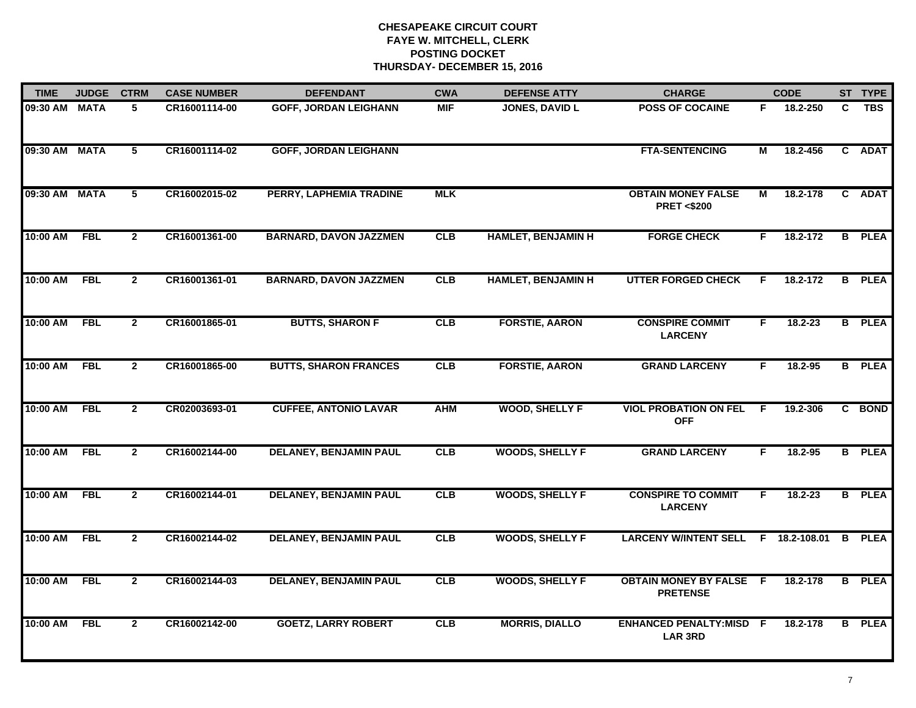# CHESAPEAKE CIRCUIT COURT
## FAYE W. MITCHELL, CLERK
## POSTING DOCKET
## THURSDAY- DECEMBER 15, 2016

| TIME | JUDGE | CTRM | CASE NUMBER | DEFENDANT | CWA | DEFENSE ATTY | CHARGE | | CODE | ST | TYPE |
|---|---|---|---|---|---|---|---|---|---|---|---|
| 09:30 AM | MATA | 5 | CR16001114-00 | GOFF, JORDAN LEIGHANN | MIF | JONES, DAVID L | POSS OF COCAINE | F | 18.2-250 | C | TBS |
| 09:30 AM | MATA | 5 | CR16001114-02 | GOFF, JORDAN LEIGHANN | | | FTA-SENTENCING | M | 18.2-456 | C | ADAT |
| 09:30 AM | MATA | 5 | CR16002015-02 | PERRY, LAPHEMIA TRADINE | MLK | | OBTAIN MONEY FALSE PRET <$200 | M | 18.2-178 | C | ADAT |
| 10:00 AM | FBL | 2 | CR16001361-00 | BARNARD, DAVON JAZZMEN | CLB | HAMLET, BENJAMIN H | FORGE CHECK | F | 18.2-172 | B | PLEA |
| 10:00 AM | FBL | 2 | CR16001361-01 | BARNARD, DAVON JAZZMEN | CLB | HAMLET, BENJAMIN H | UTTER FORGED CHECK | F | 18.2-172 | B | PLEA |
| 10:00 AM | FBL | 2 | CR16001865-01 | BUTTS, SHARON F | CLB | FORSTIE, AARON | CONSPIRE COMMIT LARCENY | F | 18.2-23 | B | PLEA |
| 10:00 AM | FBL | 2 | CR16001865-00 | BUTTS, SHARON FRANCES | CLB | FORSTIE, AARON | GRAND LARCENY | F | 18.2-95 | B | PLEA |
| 10:00 AM | FBL | 2 | CR02003693-01 | CUFFEE, ANTONIO LAVAR | AHM | WOOD, SHELLY F | VIOL PROBATION ON FEL OFF | F | 19.2-306 | C | BOND |
| 10:00 AM | FBL | 2 | CR16002144-00 | DELANEY, BENJAMIN PAUL | CLB | WOODS, SHELLY F | GRAND LARCENY | F | 18.2-95 | B | PLEA |
| 10:00 AM | FBL | 2 | CR16002144-01 | DELANEY, BENJAMIN PAUL | CLB | WOODS, SHELLY F | CONSPIRE TO COMMIT LARCENY | F | 18.2-23 | B | PLEA |
| 10:00 AM | FBL | 2 | CR16002144-02 | DELANEY, BENJAMIN PAUL | CLB | WOODS, SHELLY F | LARCENY W/INTENT SELL | F | 18.2-108.01 | B | PLEA |
| 10:00 AM | FBL | 2 | CR16002144-03 | DELANEY, BENJAMIN PAUL | CLB | WOODS, SHELLY F | OBTAIN MONEY BY FALSE PRETENSE | F | 18.2-178 | B | PLEA |
| 10:00 AM | FBL | 2 | CR16002142-00 | GOETZ, LARRY ROBERT | CLB | MORRIS, DIALLO | ENHANCED PENALTY:MISD LAR 3RD | F | 18.2-178 | B | PLEA |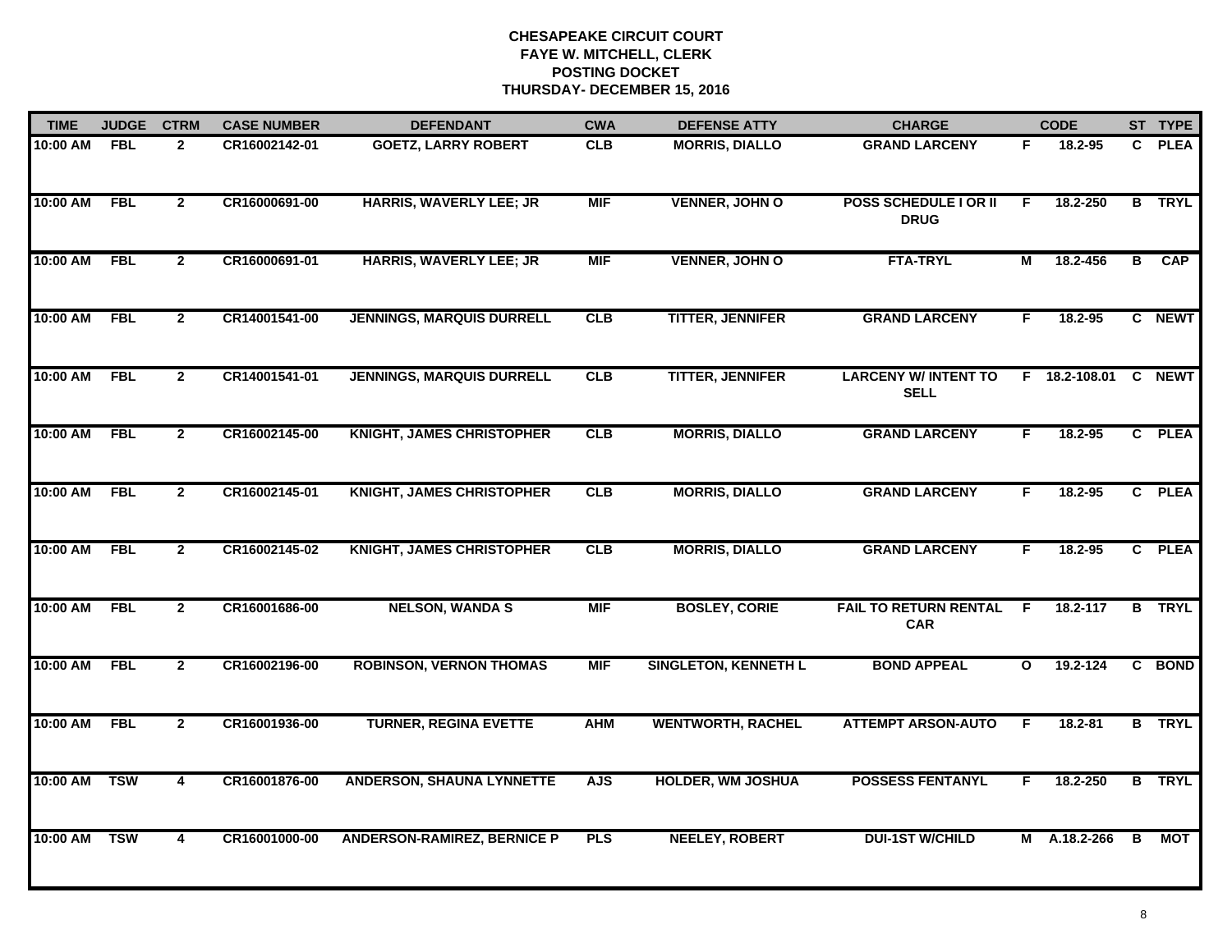**CHESAPEAKE CIRCUIT COURT**
**FAYE W. MITCHELL, CLERK**
**POSTING DOCKET**
**THURSDAY- DECEMBER 15, 2016**

| TIME | JUDGE | CTRM | CASE NUMBER | DEFENDANT | CWA | DEFENSE ATTY | CHARGE | | CODE | ST | TYPE |
|---|---|---|---|---|---|---|---|---|---|---|---|
| 10:00 AM | FBL | 2 | CR16002142-01 | GOETZ, LARRY ROBERT | CLB | MORRIS, DIALLO | GRAND LARCENY | F | 18.2-95 | C | PLEA |
| 10:00 AM | FBL | 2 | CR16000691-00 | HARRIS, WAVERLY LEE; JR | MIF | VENNER, JOHN O | POSS SCHEDULE I OR II DRUG | F | 18.2-250 | B | TRYL |
| 10:00 AM | FBL | 2 | CR16000691-01 | HARRIS, WAVERLY LEE; JR | MIF | VENNER, JOHN O | FTA-TRYL | M | 18.2-456 | B | CAP |
| 10:00 AM | FBL | 2 | CR14001541-00 | JENNINGS, MARQUIS DURRELL | CLB | TITTER, JENNIFER | GRAND LARCENY | F | 18.2-95 | C | NEWT |
| 10:00 AM | FBL | 2 | CR14001541-01 | JENNINGS, MARQUIS DURRELL | CLB | TITTER, JENNIFER | LARCENY W/ INTENT TO SELL | F | 18.2-108.01 | C | NEWT |
| 10:00 AM | FBL | 2 | CR16002145-00 | KNIGHT, JAMES CHRISTOPHER | CLB | MORRIS, DIALLO | GRAND LARCENY | F | 18.2-95 | C | PLEA |
| 10:00 AM | FBL | 2 | CR16002145-01 | KNIGHT, JAMES CHRISTOPHER | CLB | MORRIS, DIALLO | GRAND LARCENY | F | 18.2-95 | C | PLEA |
| 10:00 AM | FBL | 2 | CR16002145-02 | KNIGHT, JAMES CHRISTOPHER | CLB | MORRIS, DIALLO | GRAND LARCENY | F | 18.2-95 | C | PLEA |
| 10:00 AM | FBL | 2 | CR16001686-00 | NELSON, WANDA S | MIF | BOSLEY, CORIE | FAIL TO RETURN RENTAL CAR | F | 18.2-117 | B | TRYL |
| 10:00 AM | FBL | 2 | CR16002196-00 | ROBINSON, VERNON THOMAS | MIF | SINGLETON, KENNETH L | BOND APPEAL | O | 19.2-124 | C | BOND |
| 10:00 AM | FBL | 2 | CR16001936-00 | TURNER, REGINA EVETTE | AHM | WENTWORTH, RACHEL | ATTEMPT ARSON-AUTO | F | 18.2-81 | B | TRYL |
| 10:00 AM | TSW | 4 | CR16001876-00 | ANDERSON, SHAUNA LYNNETTE | AJS | HOLDER, WM JOSHUA | POSSESS FENTANYL | F | 18.2-250 | B | TRYL |
| 10:00 AM | TSW | 4 | CR16001000-00 | ANDERSON-RAMIREZ, BERNICE P | PLS | NEELEY, ROBERT | DUI-1ST W/CHILD | M | A.18.2-266 | B | MOT |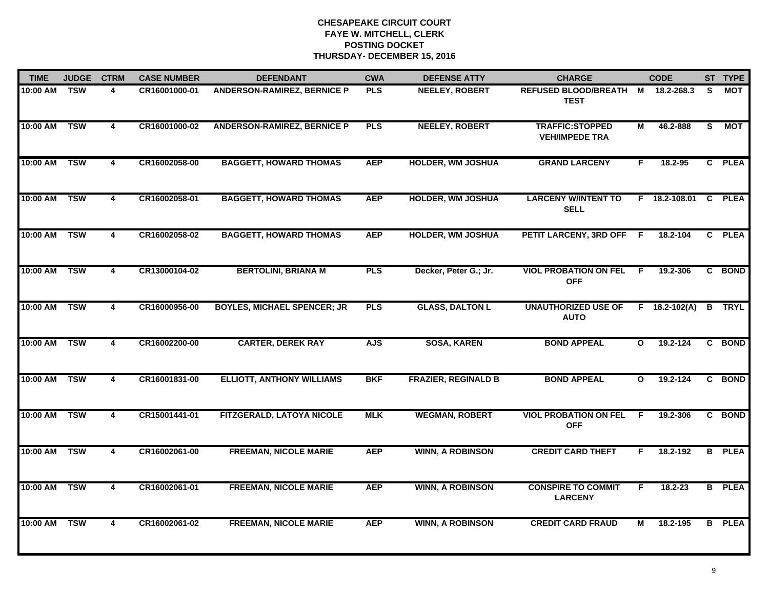# CHESAPEAKE CIRCUIT COURT
## FAYE W. MITCHELL, CLERK
## POSTING DOCKET
## THURSDAY- DECEMBER 15, 2016

| TIME | JUDGE | CTRM | CASE NUMBER | DEFENDANT | CWA | DEFENSE ATTY | CHARGE | | CODE | ST | TYPE |
|---|---|---|---|---|---|---|---|---|---|---|---|
| 10:00 AM | TSW | 4 | CR16001000-01 | ANDERSON-RAMIREZ, BERNICE P | PLS | NEELEY, ROBERT | REFUSED BLOOD/BREATH TEST | M | 18.2-268.3 | S | MOT |
| 10:00 AM | TSW | 4 | CR16001000-02 | ANDERSON-RAMIREZ, BERNICE P | PLS | NEELEY, ROBERT | TRAFFIC:STOPPED VEH/IMPEDE TRA | M | 46.2-888 | S | MOT |
| 10:00 AM | TSW | 4 | CR16002058-00 | BAGGETT, HOWARD THOMAS | AEP | HOLDER, WM JOSHUA | GRAND LARCENY | F | 18.2-95 | C | PLEA |
| 10:00 AM | TSW | 4 | CR16002058-01 | BAGGETT, HOWARD THOMAS | AEP | HOLDER, WM JOSHUA | LARCENY W/INTENT TO SELL | F | 18.2-108.01 | C | PLEA |
| 10:00 AM | TSW | 4 | CR16002058-02 | BAGGETT, HOWARD THOMAS | AEP | HOLDER, WM JOSHUA | PETIT LARCENY, 3RD OFF | F | 18.2-104 | C | PLEA |
| 10:00 AM | TSW | 4 | CR13000104-02 | BERTOLINI, BRIANA M | PLS | Decker, Peter G.; Jr. | VIOL PROBATION ON FEL OFF | F | 19.2-306 | C | BOND |
| 10:00 AM | TSW | 4 | CR16000956-00 | BOYLES, MICHAEL SPENCER; JR | PLS | GLASS, DALTON L | UNAUTHORIZED USE OF AUTO | F | 18.2-102(A) | B | TRYL |
| 10:00 AM | TSW | 4 | CR16002200-00 | CARTER, DEREK RAY | AJS | SOSA, KAREN | BOND APPEAL | O | 19.2-124 | C | BOND |
| 10:00 AM | TSW | 4 | CR16001831-00 | ELLIOTT, ANTHONY WILLIAMS | BKF | FRAZIER, REGINALD B | BOND APPEAL | O | 19.2-124 | C | BOND |
| 10:00 AM | TSW | 4 | CR15001441-01 | FITZGERALD, LATOYA NICOLE | MLK | WEGMAN, ROBERT | VIOL PROBATION ON FEL OFF | F | 19.2-306 | C | BOND |
| 10:00 AM | TSW | 4 | CR16002061-00 | FREEMAN, NICOLE MARIE | AEP | WINN, A ROBINSON | CREDIT CARD THEFT | F | 18.2-192 | B | PLEA |
| 10:00 AM | TSW | 4 | CR16002061-01 | FREEMAN, NICOLE MARIE | AEP | WINN, A ROBINSON | CONSPIRE TO COMMIT LARCENY | F | 18.2-23 | B | PLEA |
| 10:00 AM | TSW | 4 | CR16002061-02 | FREEMAN, NICOLE MARIE | AEP | WINN, A ROBINSON | CREDIT CARD FRAUD | M | 18.2-195 | B | PLEA |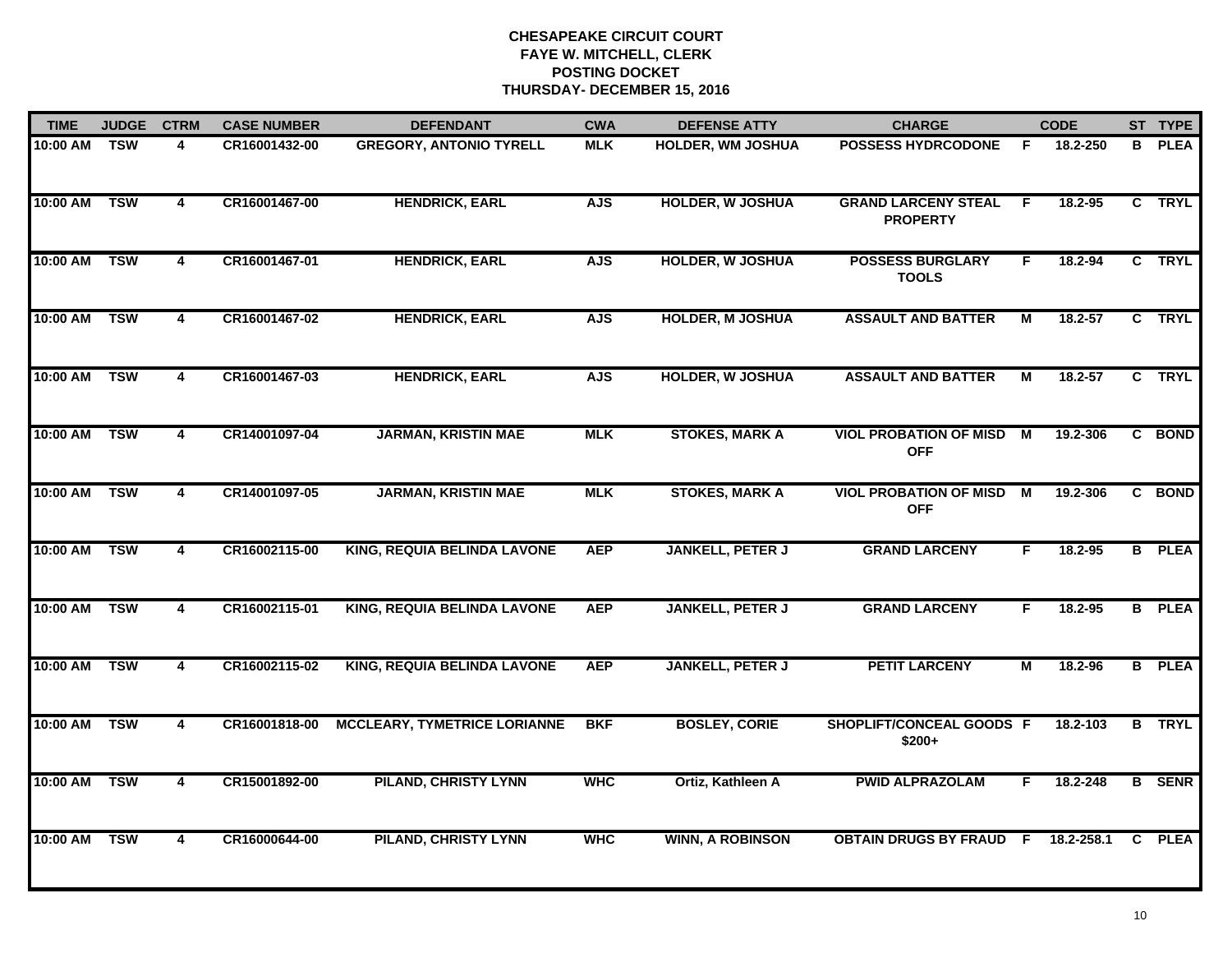# CHESAPEAKE CIRCUIT COURT
## FAYE W. MITCHELL, CLERK
## POSTING DOCKET
## THURSDAY- DECEMBER 15, 2016

| TIME | JUDGE | CTRM | CASE NUMBER | DEFENDANT | CWA | DEFENSE ATTY | CHARGE | | CODE | ST | TYPE |
|---|---|---|---|---|---|---|---|---|---|---|---|
| 10:00 AM | TSW | 4 | CR16001432-00 | GREGORY, ANTONIO TYRELL | MLK | HOLDER, WM JOSHUA | POSSESS HYDRCODONE | F | 18.2-250 | B | PLEA |
| 10:00 AM | TSW | 4 | CR16001467-00 | HENDRICK, EARL | AJS | HOLDER, W JOSHUA | GRAND LARCENY STEAL PROPERTY | F | 18.2-95 | C | TRYL |
| 10:00 AM | TSW | 4 | CR16001467-01 | HENDRICK, EARL | AJS | HOLDER, W JOSHUA | POSSESS BURGLARY TOOLS | F | 18.2-94 | C | TRYL |
| 10:00 AM | TSW | 4 | CR16001467-02 | HENDRICK, EARL | AJS | HOLDER, M JOSHUA | ASSAULT AND BATTER | M | 18.2-57 | C | TRYL |
| 10:00 AM | TSW | 4 | CR16001467-03 | HENDRICK, EARL | AJS | HOLDER, W JOSHUA | ASSAULT AND BATTER | M | 18.2-57 | C | TRYL |
| 10:00 AM | TSW | 4 | CR14001097-04 | JARMAN, KRISTIN MAE | MLK | STOKES, MARK A | VIOL PROBATION OF MISD OFF | M | 19.2-306 | C | BOND |
| 10:00 AM | TSW | 4 | CR14001097-05 | JARMAN, KRISTIN MAE | MLK | STOKES, MARK A | VIOL PROBATION OF MISD OFF | M | 19.2-306 | C | BOND |
| 10:00 AM | TSW | 4 | CR16002115-00 | KING, REQUIA BELINDA LAVONE | AEP | JANKELL, PETER J | GRAND LARCENY | F | 18.2-95 | B | PLEA |
| 10:00 AM | TSW | 4 | CR16002115-01 | KING, REQUIA BELINDA LAVONE | AEP | JANKELL, PETER J | GRAND LARCENY | F | 18.2-95 | B | PLEA |
| 10:00 AM | TSW | 4 | CR16002115-02 | KING, REQUIA BELINDA LAVONE | AEP | JANKELL, PETER J | PETIT LARCENY | M | 18.2-96 | B | PLEA |
| 10:00 AM | TSW | 4 | CR16001818-00 | MCCLEARY, TYMETRICE LORIANNE | BKF | BOSLEY, CORIE | SHOPLIFT/CONCEAL GOODS $200+ | F | 18.2-103 | B | TRYL |
| 10:00 AM | TSW | 4 | CR15001892-00 | PILAND, CHRISTY LYNN | WHC | Ortiz, Kathleen A | PWID ALPRAZOLAM | F | 18.2-248 | B | SENR |
| 10:00 AM | TSW | 4 | CR16000644-00 | PILAND, CHRISTY LYNN | WHC | WINN, A ROBINSON | OBTAIN DRUGS BY FRAUD | F | 18.2-258.1 | C | PLEA |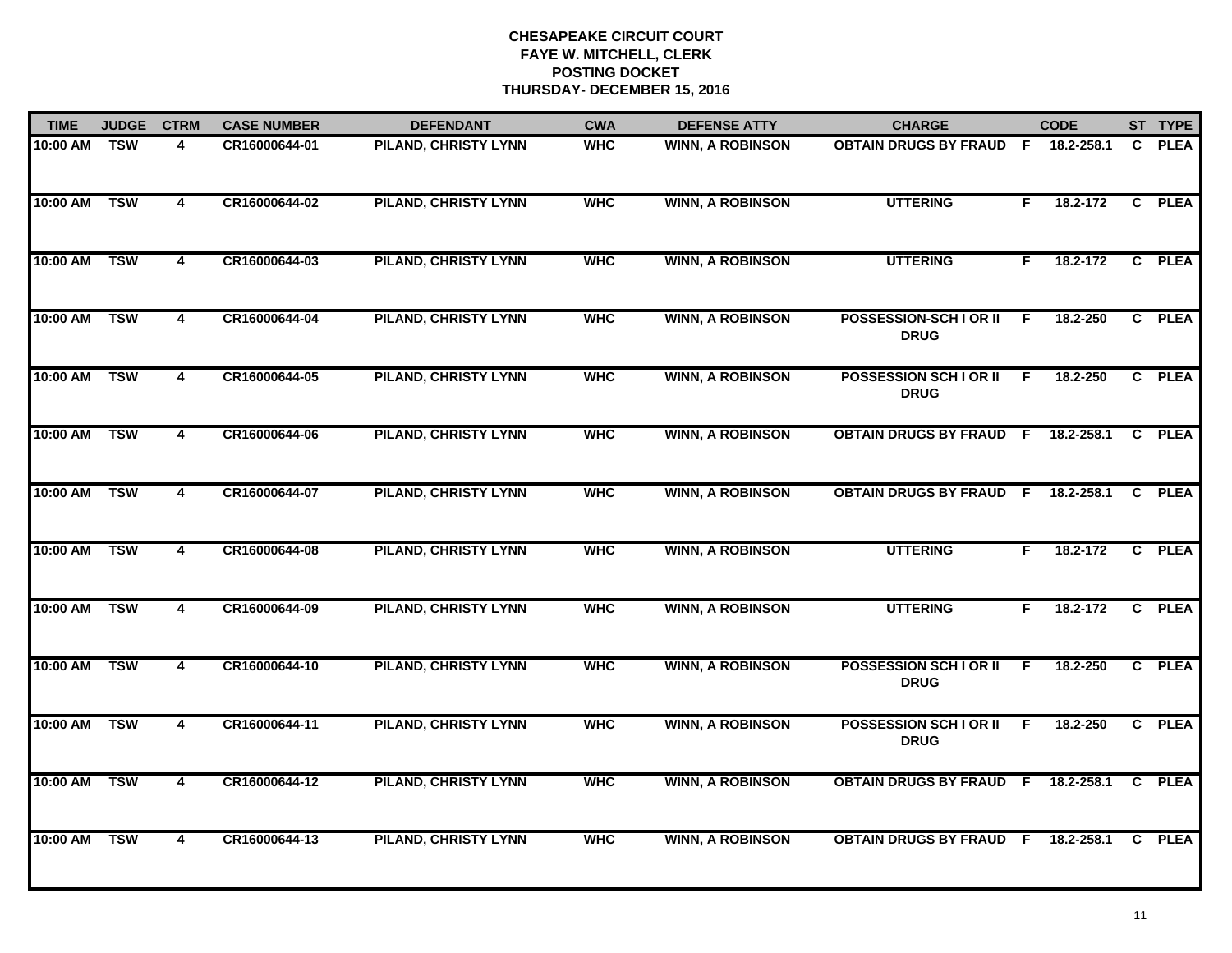**CHESAPEAKE CIRCUIT COURT**
**FAYE W. MITCHELL, CLERK**
**POSTING DOCKET**
**THURSDAY- DECEMBER 15, 2016**

| TIME | JUDGE | CTRM | CASE NUMBER | DEFENDANT | CWA | DEFENSE ATTY | CHARGE | | CODE | ST | TYPE |
|---|---|---|---|---|---|---|---|---|---|---|---|
| 10:00 AM | TSW | 4 | CR16000644-01 | PILAND, CHRISTY LYNN | WHC | WINN, A ROBINSON | OBTAIN DRUGS BY FRAUD | F | 18.2-258.1 | C | PLEA |
| 10:00 AM | TSW | 4 | CR16000644-02 | PILAND, CHRISTY LYNN | WHC | WINN, A ROBINSON | UTTERING | F | 18.2-172 | C | PLEA |
| 10:00 AM | TSW | 4 | CR16000644-03 | PILAND, CHRISTY LYNN | WHC | WINN, A ROBINSON | UTTERING | F | 18.2-172 | C | PLEA |
| 10:00 AM | TSW | 4 | CR16000644-04 | PILAND, CHRISTY LYNN | WHC | WINN, A ROBINSON | POSSESSION-SCH I OR II DRUG | F | 18.2-250 | C | PLEA |
| 10:00 AM | TSW | 4 | CR16000644-05 | PILAND, CHRISTY LYNN | WHC | WINN, A ROBINSON | POSSESSION SCH I OR II DRUG | F | 18.2-250 | C | PLEA |
| 10:00 AM | TSW | 4 | CR16000644-06 | PILAND, CHRISTY LYNN | WHC | WINN, A ROBINSON | OBTAIN DRUGS BY FRAUD | F | 18.2-258.1 | C | PLEA |
| 10:00 AM | TSW | 4 | CR16000644-07 | PILAND, CHRISTY LYNN | WHC | WINN, A ROBINSON | OBTAIN DRUGS BY FRAUD | F | 18.2-258.1 | C | PLEA |
| 10:00 AM | TSW | 4 | CR16000644-08 | PILAND, CHRISTY LYNN | WHC | WINN, A ROBINSON | UTTERING | F | 18.2-172 | C | PLEA |
| 10:00 AM | TSW | 4 | CR16000644-09 | PILAND, CHRISTY LYNN | WHC | WINN, A ROBINSON | UTTERING | F | 18.2-172 | C | PLEA |
| 10:00 AM | TSW | 4 | CR16000644-10 | PILAND, CHRISTY LYNN | WHC | WINN, A ROBINSON | POSSESSION SCH I OR II DRUG | F | 18.2-250 | C | PLEA |
| 10:00 AM | TSW | 4 | CR16000644-11 | PILAND, CHRISTY LYNN | WHC | WINN, A ROBINSON | POSSESSION SCH I OR II DRUG | F | 18.2-250 | C | PLEA |
| 10:00 AM | TSW | 4 | CR16000644-12 | PILAND, CHRISTY LYNN | WHC | WINN, A ROBINSON | OBTAIN DRUGS BY FRAUD | F | 18.2-258.1 | C | PLEA |
| 10:00 AM | TSW | 4 | CR16000644-13 | PILAND, CHRISTY LYNN | WHC | WINN, A ROBINSON | OBTAIN DRUGS BY FRAUD | F | 18.2-258.1 | C | PLEA |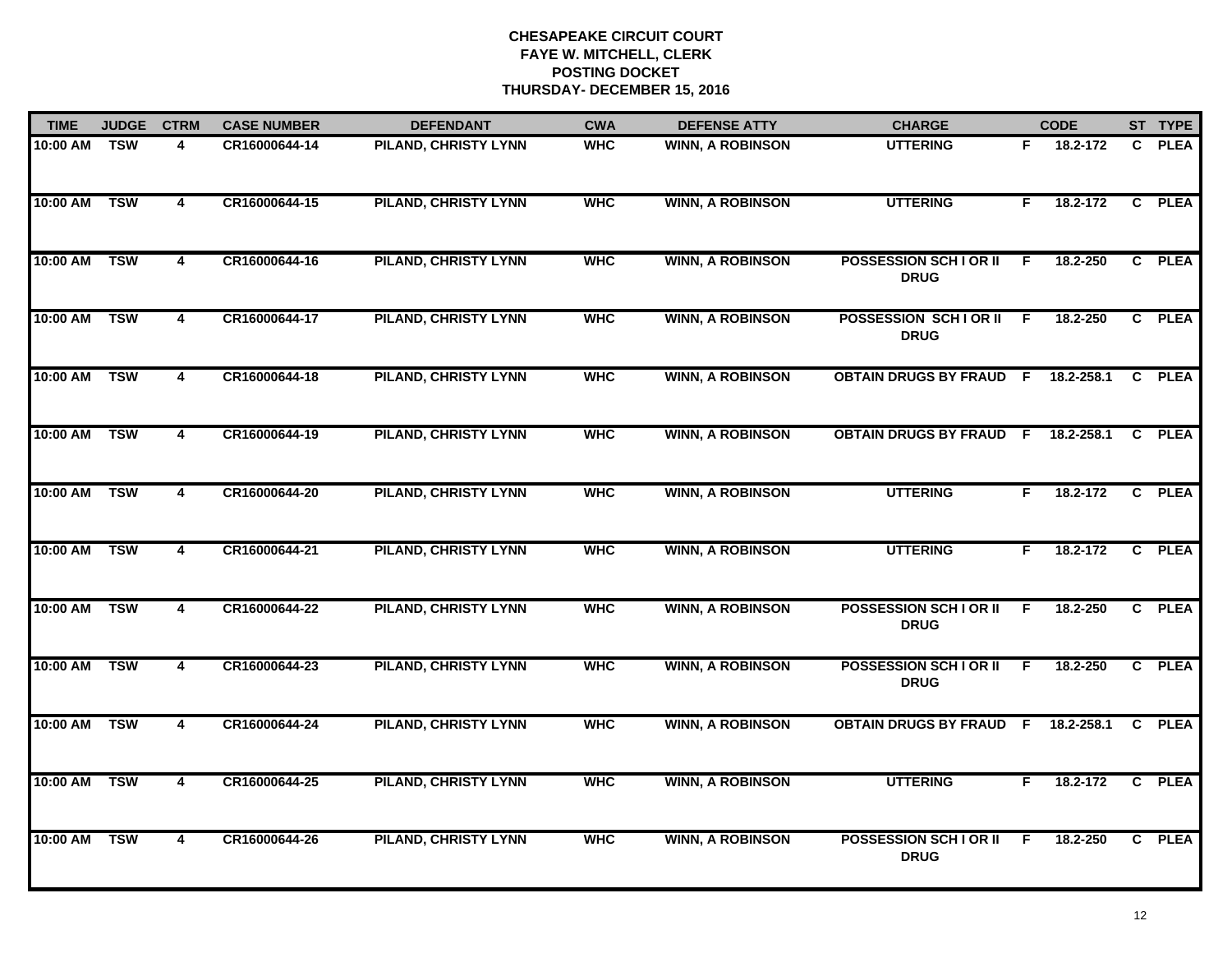**CHESAPEAKE CIRCUIT COURT**
**FAYE W. MITCHELL, CLERK**
**POSTING DOCKET**
**THURSDAY- DECEMBER 15, 2016**

| TIME | JUDGE | CTRM | CASE NUMBER | DEFENDANT | CWA | DEFENSE ATTY | CHARGE | | CODE | ST | TYPE |
|---|---|---|---|---|---|---|---|---|---|---|---|
| 10:00 AM | TSW | 4 | CR16000644-14 | PILAND, CHRISTY LYNN | WHC | WINN, A ROBINSON | UTTERING | F | 18.2-172 | C | PLEA |
| 10:00 AM | TSW | 4 | CR16000644-15 | PILAND, CHRISTY LYNN | WHC | WINN, A ROBINSON | UTTERING | F | 18.2-172 | C | PLEA |
| 10:00 AM | TSW | 4 | CR16000644-16 | PILAND, CHRISTY LYNN | WHC | WINN, A ROBINSON | POSSESSION SCH I OR II DRUG | F | 18.2-250 | C | PLEA |
| 10:00 AM | TSW | 4 | CR16000644-17 | PILAND, CHRISTY LYNN | WHC | WINN, A ROBINSON | POSSESSION SCH I OR II DRUG | F | 18.2-250 | C | PLEA |
| 10:00 AM | TSW | 4 | CR16000644-18 | PILAND, CHRISTY LYNN | WHC | WINN, A ROBINSON | OBTAIN DRUGS BY FRAUD | F | 18.2-258.1 | C | PLEA |
| 10:00 AM | TSW | 4 | CR16000644-19 | PILAND, CHRISTY LYNN | WHC | WINN, A ROBINSON | OBTAIN DRUGS BY FRAUD | F | 18.2-258.1 | C | PLEA |
| 10:00 AM | TSW | 4 | CR16000644-20 | PILAND, CHRISTY LYNN | WHC | WINN, A ROBINSON | UTTERING | F | 18.2-172 | C | PLEA |
| 10:00 AM | TSW | 4 | CR16000644-21 | PILAND, CHRISTY LYNN | WHC | WINN, A ROBINSON | UTTERING | F | 18.2-172 | C | PLEA |
| 10:00 AM | TSW | 4 | CR16000644-22 | PILAND, CHRISTY LYNN | WHC | WINN, A ROBINSON | POSSESSION SCH I OR II DRUG | F | 18.2-250 | C | PLEA |
| 10:00 AM | TSW | 4 | CR16000644-23 | PILAND, CHRISTY LYNN | WHC | WINN, A ROBINSON | POSSESSION SCH I OR II DRUG | F | 18.2-250 | C | PLEA |
| 10:00 AM | TSW | 4 | CR16000644-24 | PILAND, CHRISTY LYNN | WHC | WINN, A ROBINSON | OBTAIN DRUGS BY FRAUD | F | 18.2-258.1 | C | PLEA |
| 10:00 AM | TSW | 4 | CR16000644-25 | PILAND, CHRISTY LYNN | WHC | WINN, A ROBINSON | UTTERING | F | 18.2-172 | C | PLEA |
| 10:00 AM | TSW | 4 | CR16000644-26 | PILAND, CHRISTY LYNN | WHC | WINN, A ROBINSON | POSSESSION SCH I OR II DRUG | F | 18.2-250 | C | PLEA |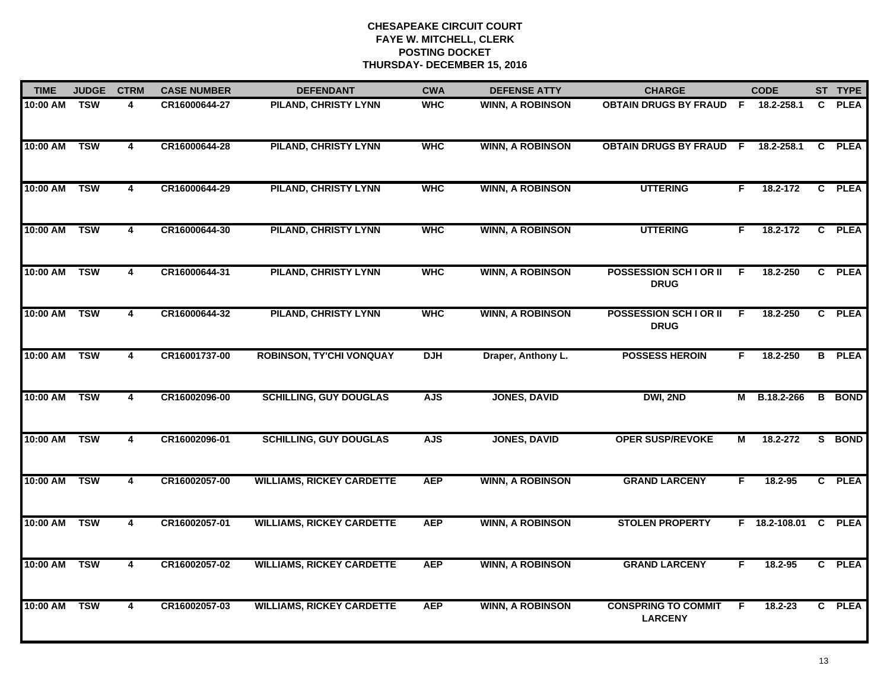# CHESAPEAKE CIRCUIT COURT
## FAYE W. MITCHELL, CLERK
## POSTING DOCKET
## THURSDAY- DECEMBER 15, 2016

| TIME | JUDGE | CTRM | CASE NUMBER | DEFENDANT | CWA | DEFENSE ATTY | CHARGE | | CODE | ST | TYPE |
|---|---|---|---|---|---|---|---|---|---|---|---|
| 10:00 AM | TSW | 4 | CR16000644-27 | PILAND, CHRISTY LYNN | WHC | WINN, A ROBINSON | OBTAIN DRUGS BY FRAUD | F | 18.2-258.1 | C | PLEA |
| 10:00 AM | TSW | 4 | CR16000644-28 | PILAND, CHRISTY LYNN | WHC | WINN, A ROBINSON | OBTAIN DRUGS BY FRAUD | F | 18.2-258.1 | C | PLEA |
| 10:00 AM | TSW | 4 | CR16000644-29 | PILAND, CHRISTY LYNN | WHC | WINN, A ROBINSON | UTTERING | F | 18.2-172 | C | PLEA |
| 10:00 AM | TSW | 4 | CR16000644-30 | PILAND, CHRISTY LYNN | WHC | WINN, A ROBINSON | UTTERING | F | 18.2-172 | C | PLEA |
| 10:00 AM | TSW | 4 | CR16000644-31 | PILAND, CHRISTY LYNN | WHC | WINN, A ROBINSON | POSSESSION SCH I OR II DRUG | F | 18.2-250 | C | PLEA |
| 10:00 AM | TSW | 4 | CR16000644-32 | PILAND, CHRISTY LYNN | WHC | WINN, A ROBINSON | POSSESSION SCH I OR II DRUG | F | 18.2-250 | C | PLEA |
| 10:00 AM | TSW | 4 | CR16001737-00 | ROBINSON, TY'CHI VONQUAY | DJH | Draper, Anthony L. | POSSESS HEROIN | F | 18.2-250 | B | PLEA |
| 10:00 AM | TSW | 4 | CR16002096-00 | SCHILLING, GUY DOUGLAS | AJS | JONES, DAVID | DWI, 2ND | M | B.18.2-266 | B | BOND |
| 10:00 AM | TSW | 4 | CR16002096-01 | SCHILLING, GUY DOUGLAS | AJS | JONES, DAVID | OPER SUSP/REVOKE | M | 18.2-272 | S | BOND |
| 10:00 AM | TSW | 4 | CR16002057-00 | WILLIAMS, RICKEY CARDETTE | AEP | WINN, A ROBINSON | GRAND LARCENY | F | 18.2-95 | C | PLEA |
| 10:00 AM | TSW | 4 | CR16002057-01 | WILLIAMS, RICKEY CARDETTE | AEP | WINN, A ROBINSON | STOLEN PROPERTY | F | 18.2-108.01 | C | PLEA |
| 10:00 AM | TSW | 4 | CR16002057-02 | WILLIAMS, RICKEY CARDETTE | AEP | WINN, A ROBINSON | GRAND LARCENY | F | 18.2-95 | C | PLEA |
| 10:00 AM | TSW | 4 | CR16002057-03 | WILLIAMS, RICKEY CARDETTE | AEP | WINN, A ROBINSON | CONSPRING TO COMMIT LARCENY | F | 18.2-23 | C | PLEA |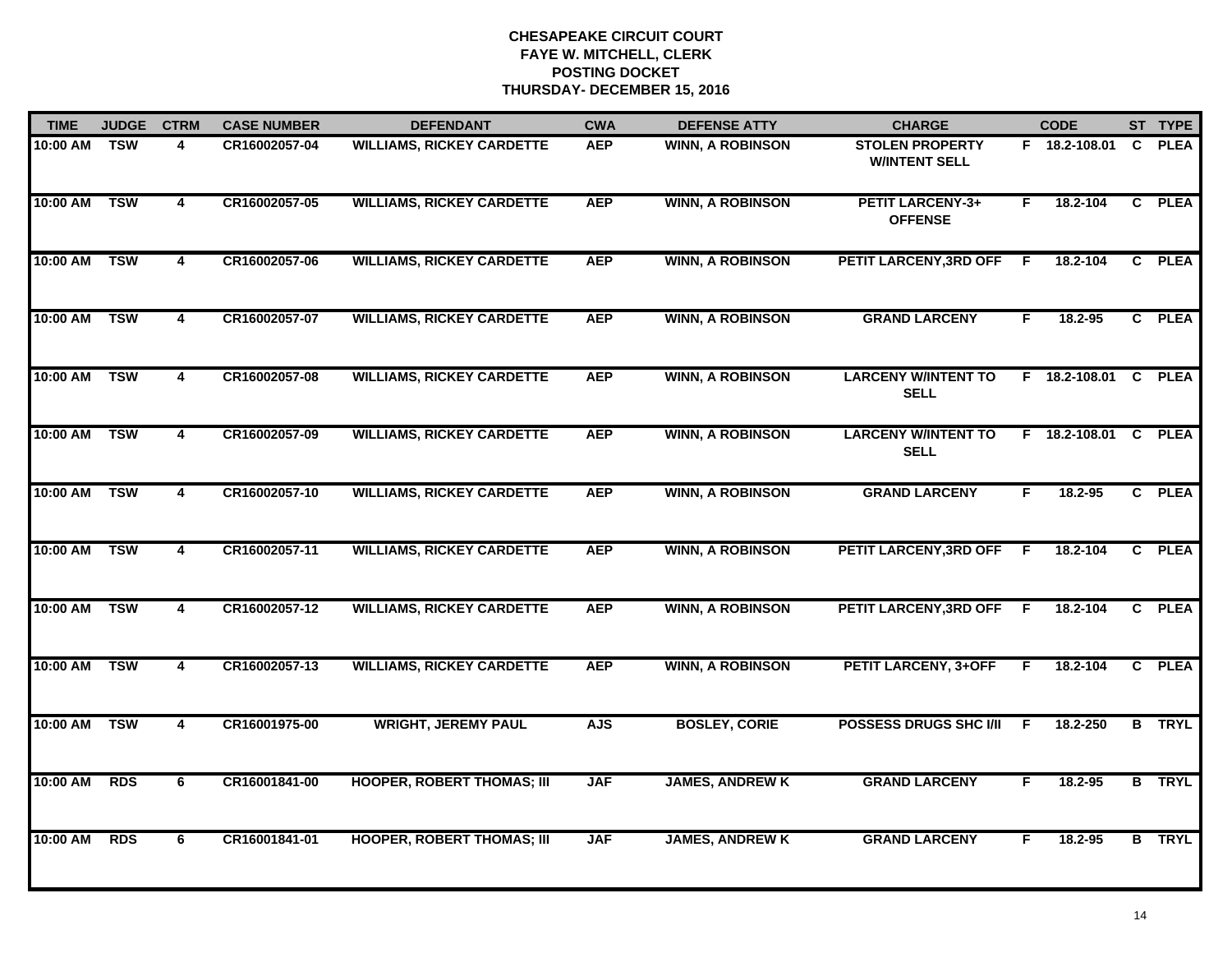**CHESAPEAKE CIRCUIT COURT**
**FAYE W. MITCHELL, CLERK**
**POSTING DOCKET**
**THURSDAY- DECEMBER 15, 2016**

| TIME | JUDGE | CTRM | CASE NUMBER | DEFENDANT | CWA | DEFENSE ATTY | CHARGE | | CODE | ST | TYPE |
|---|---|---|---|---|---|---|---|---|---|---|---|
| 10:00 AM | TSW | 4 | CR16002057-04 | WILLIAMS, RICKEY CARDETTE | AEP | WINN, A ROBINSON | STOLEN PROPERTY W/INTENT SELL | F | 18.2-108.01 | C | PLEA |
| 10:00 AM | TSW | 4 | CR16002057-05 | WILLIAMS, RICKEY CARDETTE | AEP | WINN, A ROBINSON | PETIT LARCENY-3+ OFFENSE | F | 18.2-104 | C | PLEA |
| 10:00 AM | TSW | 4 | CR16002057-06 | WILLIAMS, RICKEY CARDETTE | AEP | WINN, A ROBINSON | PETIT LARCENY,3RD OFF | F | 18.2-104 | C | PLEA |
| 10:00 AM | TSW | 4 | CR16002057-07 | WILLIAMS, RICKEY CARDETTE | AEP | WINN, A ROBINSON | GRAND LARCENY | F | 18.2-95 | C | PLEA |
| 10:00 AM | TSW | 4 | CR16002057-08 | WILLIAMS, RICKEY CARDETTE | AEP | WINN, A ROBINSON | LARCENY W/INTENT TO SELL | F | 18.2-108.01 | C | PLEA |
| 10:00 AM | TSW | 4 | CR16002057-09 | WILLIAMS, RICKEY CARDETTE | AEP | WINN, A ROBINSON | LARCENY W/INTENT TO SELL | F | 18.2-108.01 | C | PLEA |
| 10:00 AM | TSW | 4 | CR16002057-10 | WILLIAMS, RICKEY CARDETTE | AEP | WINN, A ROBINSON | GRAND LARCENY | F | 18.2-95 | C | PLEA |
| 10:00 AM | TSW | 4 | CR16002057-11 | WILLIAMS, RICKEY CARDETTE | AEP | WINN, A ROBINSON | PETIT LARCENY,3RD OFF | F | 18.2-104 | C | PLEA |
| 10:00 AM | TSW | 4 | CR16002057-12 | WILLIAMS, RICKEY CARDETTE | AEP | WINN, A ROBINSON | PETIT LARCENY,3RD OFF | F | 18.2-104 | C | PLEA |
| 10:00 AM | TSW | 4 | CR16002057-13 | WILLIAMS, RICKEY CARDETTE | AEP | WINN, A ROBINSON | PETIT LARCENY, 3+OFF | F | 18.2-104 | C | PLEA |
| 10:00 AM | TSW | 4 | CR16001975-00 | WRIGHT, JEREMY PAUL | AJS | BOSLEY, CORIE | POSSESS DRUGS SHC I/II | F | 18.2-250 | B | TRYL |
| 10:00 AM | RDS | 6 | CR16001841-00 | HOOPER, ROBERT THOMAS; III | JAF | JAMES, ANDREW K | GRAND LARCENY | F | 18.2-95 | B | TRYL |
| 10:00 AM | RDS | 6 | CR16001841-01 | HOOPER, ROBERT THOMAS; III | JAF | JAMES, ANDREW K | GRAND LARCENY | F | 18.2-95 | B | TRYL |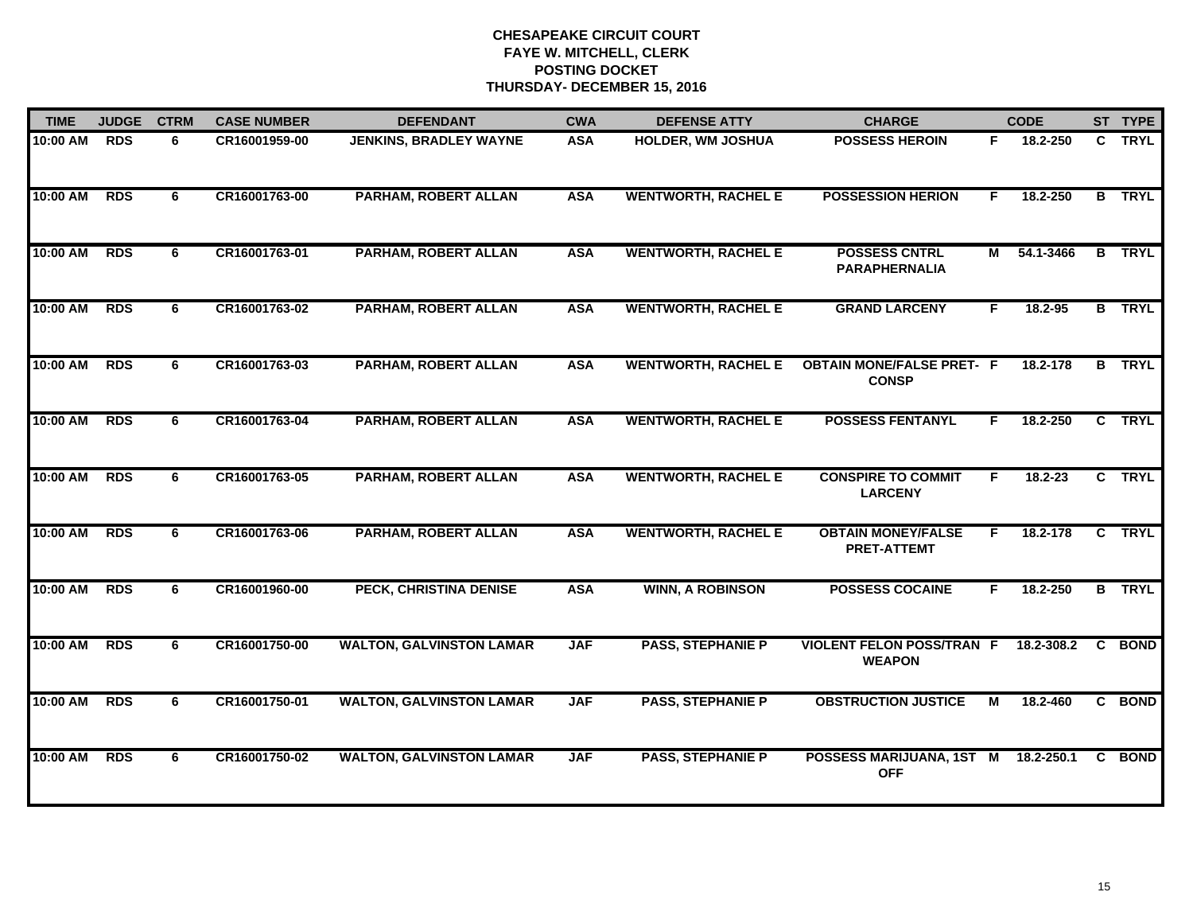**CHESAPEAKE CIRCUIT COURT**
**FAYE W. MITCHELL, CLERK**
**POSTING DOCKET**
**THURSDAY- DECEMBER 15, 2016**

| TIME | JUDGE | CTRM | CASE NUMBER | DEFENDANT | CWA | DEFENSE ATTY | CHARGE | | CODE | ST | TYPE |
|---|---|---|---|---|---|---|---|---|---|---|---|
| 10:00 AM | RDS | 6 | CR16001959-00 | JENKINS, BRADLEY WAYNE | ASA | HOLDER, WM JOSHUA | POSSESS HEROIN | F | 18.2-250 | C | TRYL |
| 10:00 AM | RDS | 6 | CR16001763-00 | PARHAM, ROBERT ALLAN | ASA | WENTWORTH, RACHEL E | POSSESSION HERION | F | 18.2-250 | B | TRYL |
| 10:00 AM | RDS | 6 | CR16001763-01 | PARHAM, ROBERT ALLAN | ASA | WENTWORTH, RACHEL E | POSSESS CNTRL PARAPHERNALIA | M | 54.1-3466 | B | TRYL |
| 10:00 AM | RDS | 6 | CR16001763-02 | PARHAM, ROBERT ALLAN | ASA | WENTWORTH, RACHEL E | GRAND LARCENY | F | 18.2-95 | B | TRYL |
| 10:00 AM | RDS | 6 | CR16001763-03 | PARHAM, ROBERT ALLAN | ASA | WENTWORTH, RACHEL E | OBTAIN MONE/FALSE PRET-CONSP | F | 18.2-178 | B | TRYL |
| 10:00 AM | RDS | 6 | CR16001763-04 | PARHAM, ROBERT ALLAN | ASA | WENTWORTH, RACHEL E | POSSESS FENTANYL | F | 18.2-250 | C | TRYL |
| 10:00 AM | RDS | 6 | CR16001763-05 | PARHAM, ROBERT ALLAN | ASA | WENTWORTH, RACHEL E | CONSPIRE TO COMMIT LARCENY | F | 18.2-23 | C | TRYL |
| 10:00 AM | RDS | 6 | CR16001763-06 | PARHAM, ROBERT ALLAN | ASA | WENTWORTH, RACHEL E | OBTAIN MONEY/FALSE PRET-ATTEMT | F | 18.2-178 | C | TRYL |
| 10:00 AM | RDS | 6 | CR16001960-00 | PECK, CHRISTINA DENISE | ASA | WINN, A ROBINSON | POSSESS COCAINE | F | 18.2-250 | B | TRYL |
| 10:00 AM | RDS | 6 | CR16001750-00 | WALTON, GALVINSTON LAMAR | JAF | PASS, STEPHANIE P | VIOLENT FELON POSS/TRAN WEAPON | F | 18.2-308.2 | C | BOND |
| 10:00 AM | RDS | 6 | CR16001750-01 | WALTON, GALVINSTON LAMAR | JAF | PASS, STEPHANIE P | OBSTRUCTION JUSTICE | M | 18.2-460 | C | BOND |
| 10:00 AM | RDS | 6 | CR16001750-02 | WALTON, GALVINSTON LAMAR | JAF | PASS, STEPHANIE P | POSSESS MARIJUANA, 1ST OFF | M | 18.2-250.1 | C | BOND |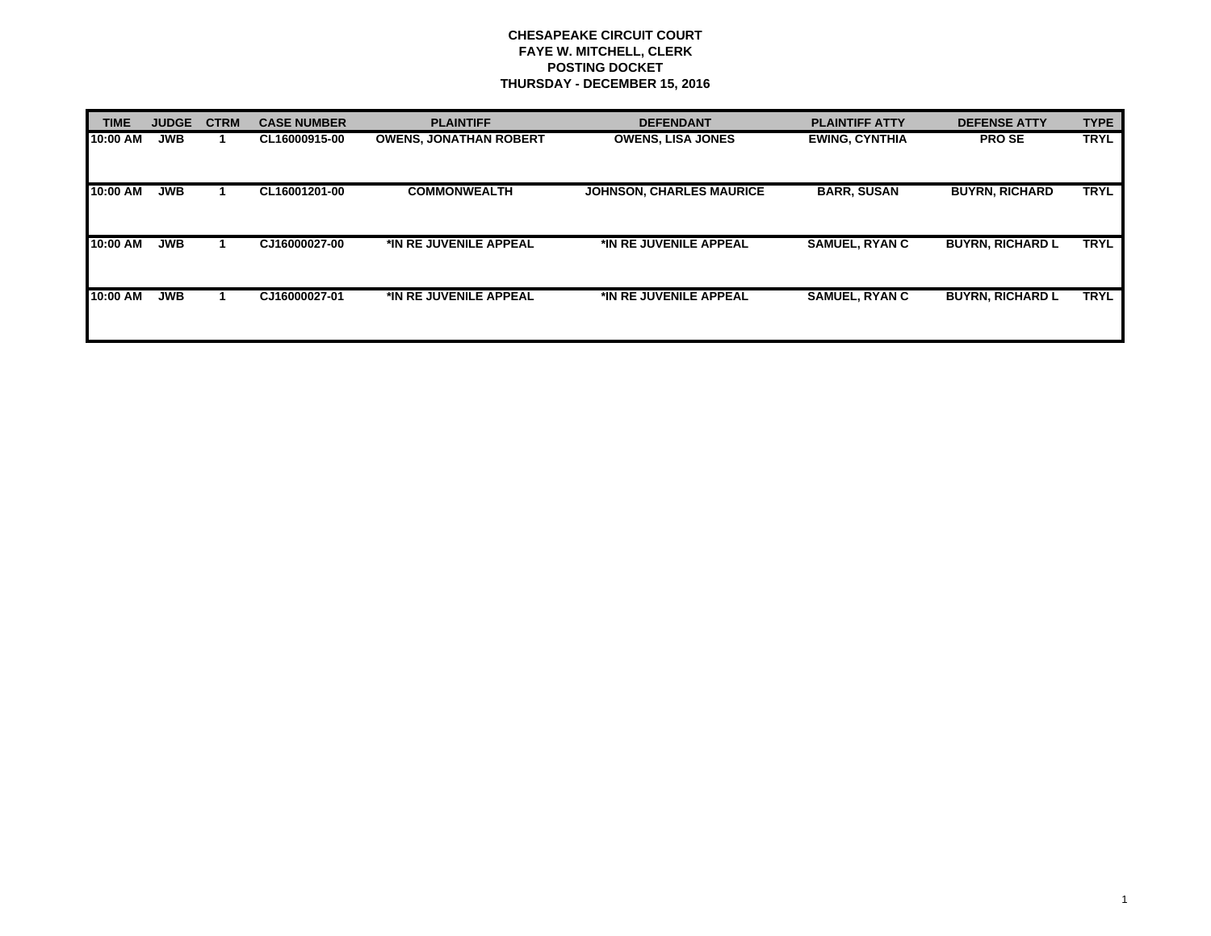**CHESAPEAKE CIRCUIT COURT**
**FAYE W. MITCHELL, CLERK**
**POSTING DOCKET**
**THURSDAY - DECEMBER 15, 2016**

| TIME | JUDGE | CTRM | CASE NUMBER | PLAINTIFF | DEFENDANT | PLAINTIFF ATTY | DEFENSE ATTY | TYPE |
|---|---|---|---|---|---|---|---|---|
| 10:00 AM | JWB | 1 | CL16000915-00 | OWENS, JONATHAN ROBERT | OWENS, LISA JONES | EWING, CYNTHIA | PRO SE | TRYL |
| 10:00 AM | JWB | 1 | CL16001201-00 | COMMONWEALTH | JOHNSON, CHARLES MAURICE | BARR, SUSAN | BUYRN, RICHARD | TRYL |
| 10:00 AM | JWB | 1 | CJ16000027-00 | *IN RE JUVENILE APPEAL | *IN RE JUVENILE APPEAL | SAMUEL, RYAN C | BUYRN, RICHARD L | TRYL |
| 10:00 AM | JWB | 1 | CJ16000027-01 | *IN RE JUVENILE APPEAL | *IN RE JUVENILE APPEAL | SAMUEL, RYAN C | BUYRN, RICHARD L | TRYL |